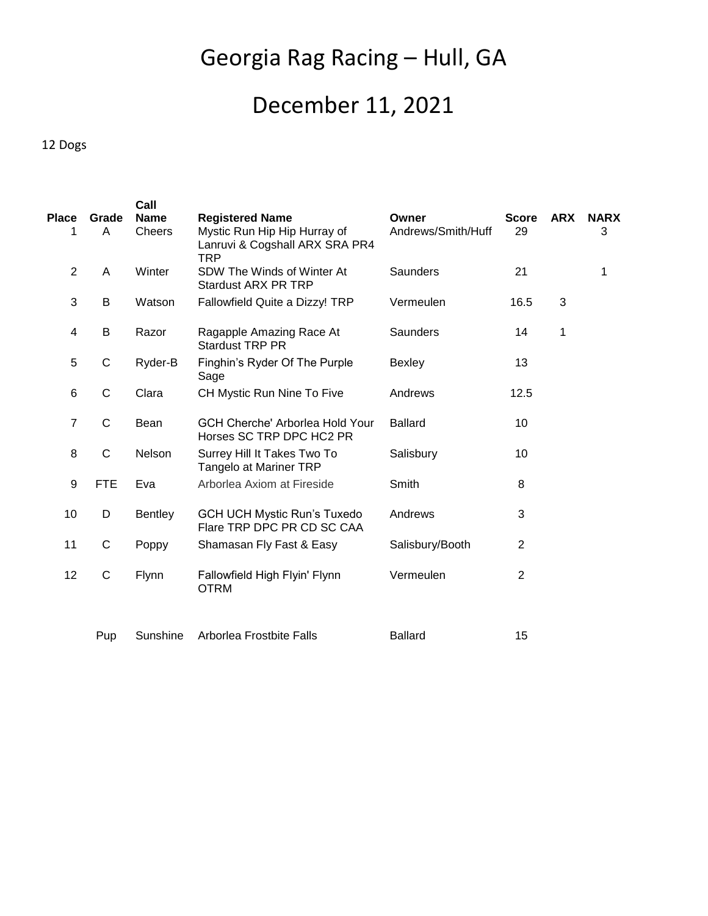# Georgia Rag Racing – Hull, GA

# December 11, 2021

12 Dogs

| Place | Grade | Call Name | Registered Name | Owner | Score | ARX | NARX |
|---|---|---|---|---|---|---|---|
| 1 | A | Cheers | Mystic Run Hip Hip Hurray of Lanruvi & Cogshall ARX SRA PR4 TRP | Andrews/Smith/Huff | 29 | | 3 |
| 2 | A | Winter | SDW The Winds of Winter At Stardust ARX PR TRP | Saunders | 21 | | 1 |
| 3 | B | Watson | Fallowfield Quite a Dizzy! TRP | Vermeulen | 16.5 | 3 | |
| 4 | B | Razor | Ragapple Amazing Race At Stardust TRP PR | Saunders | 14 | 1 | |
| 5 | C | Ryder-B | Finghin's Ryder Of The Purple Sage | Bexley | 13 | | |
| 6 | C | Clara | CH Mystic Run Nine To Five | Andrews | 12.5 | | |
| 7 | C | Bean | GCH Cherche' Arborlea Hold Your Horses SC TRP DPC HC2 PR | Ballard | 10 | | |
| 8 | C | Nelson | Surrey Hill It Takes Two To Tangelo at Mariner TRP | Salisbury | 10 | | |
| 9 | FTE | Eva | Arborlea Axiom at Fireside | Smith | 8 | | |
| 10 | D | Bentley | GCH UCH Mystic Run's Tuxedo Flare TRP DPC PR CD SC CAA | Andrews | 3 | | |
| 11 | C | Poppy | Shamasan Fly Fast & Easy | Salisbury/Booth | 2 | | |
| 12 | C | Flynn | Fallowfield High Flyin' Flynn OTRM | Vermeulen | 2 | | |
| | Pup | Sunshine | Arborlea Frostbite Falls | Ballard | 15 | | |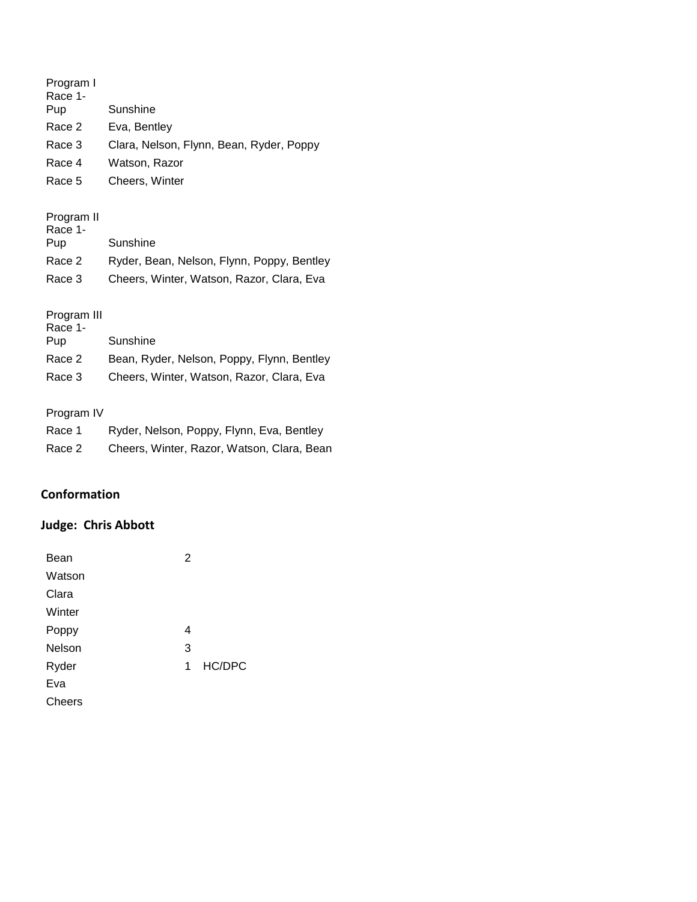Program I

| | |
|---|---|
| Race 1- Pup | Sunshine |
| Race 2 | Eva, Bentley |
| Race 3 | Clara, Nelson, Flynn, Bean, Ryder, Poppy |
| Race 4 | Watson, Razor |
| Race 5 | Cheers, Winter |

Program II

| | |
|---|---|
| Race 1- Pup | Sunshine |
| Race 2 | Ryder, Bean, Nelson, Flynn, Poppy, Bentley |
| Race 3 | Cheers, Winter, Watson, Razor, Clara, Eva |

Program III

| | |
|---|---|
| Race 1- Pup | Sunshine |
| Race 2 | Bean, Ryder, Nelson, Poppy, Flynn, Bentley |
| Race 3 | Cheers, Winter, Watson, Razor, Clara, Eva |

Program IV

| | |
|---|---|
| Race 1 | Ryder, Nelson, Poppy, Flynn, Eva, Bentley |
| Race 2 | Cheers, Winter, Razor, Watson, Clara, Bean |

**Conformation**

**Judge: Chris Abbott**

| | | |
|---|---|---|
| Bean | 2 | |
| Watson | | |
| Clara | | |
| Winter | | |
| Poppy | 4 | |
| Nelson | 3 | |
| Ryder | 1 | HC/DPC |
| Eva | | |
| Cheers | | |